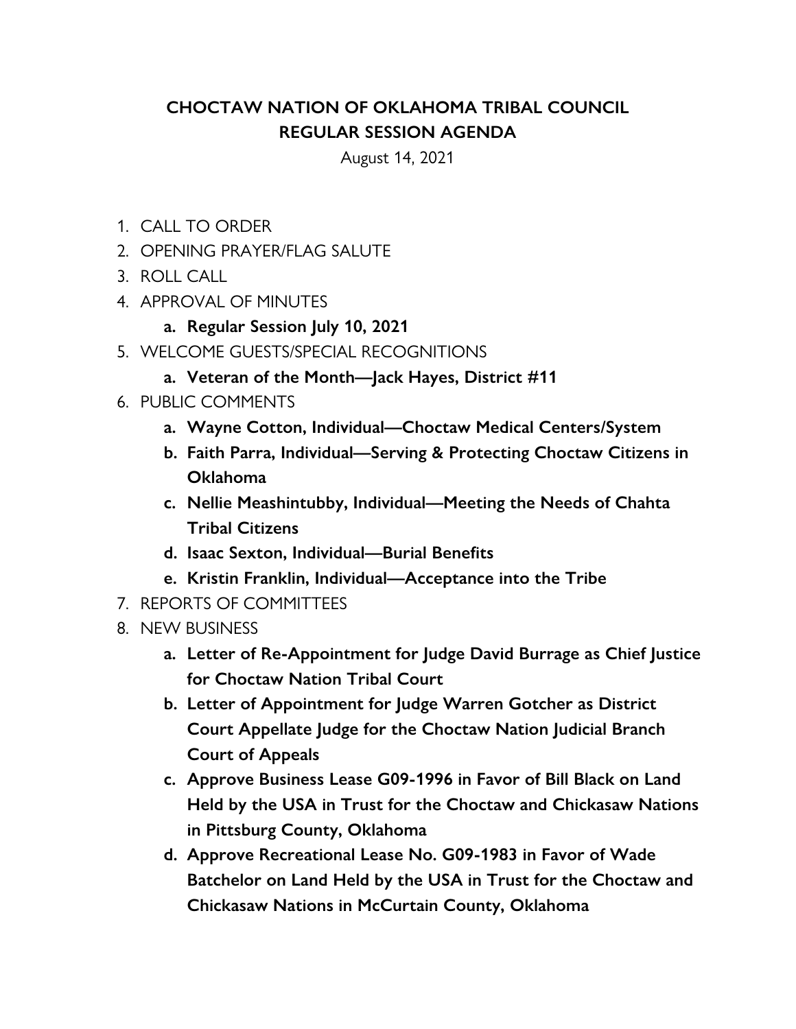# CHOCTAW NATION OF OKLAHOMA TRIBAL COUNCIL
## REGULAR SESSION AGENDA

August 14, 2021

1. CALL TO ORDER
2. OPENING PRAYER/FLAG SALUTE
3. ROLL CALL
4. APPROVAL OF MINUTES
    a. **Regular Session July 10, 2021**
5. WELCOME GUESTS/SPECIAL RECOGNITIONS
    a. **Veteran of the Month—Jack Hayes, District #11**
6. PUBLIC COMMENTS
    a. **Wayne Cotton, Individual—Choctaw Medical Centers/System**
    b. **Faith Parra, Individual—Serving & Protecting Choctaw Citizens in Oklahoma**
    c. **Nellie Meashintubby, Individual—Meeting the Needs of Chahta Tribal Citizens**
    d. **Isaac Sexton, Individual—Burial Benefits**
    e. **Kristin Franklin, Individual—Acceptance into the Tribe**
7. REPORTS OF COMMITTEES
8. NEW BUSINESS
    a. **Letter of Re-Appointment for Judge David Burrage as Chief Justice for Choctaw Nation Tribal Court**
    b. **Letter of Appointment for Judge Warren Gotcher as District Court Appellate Judge for the Choctaw Nation Judicial Branch Court of Appeals**
    c. **Approve Business Lease G09-1996 in Favor of Bill Black on Land Held by the USA in Trust for the Choctaw and Chickasaw Nations in Pittsburg County, Oklahoma**
    d. **Approve Recreational Lease No. G09-1983 in Favor of Wade Batchelor on Land Held by the USA in Trust for the Choctaw and Chickasaw Nations in McCurtain County, Oklahoma**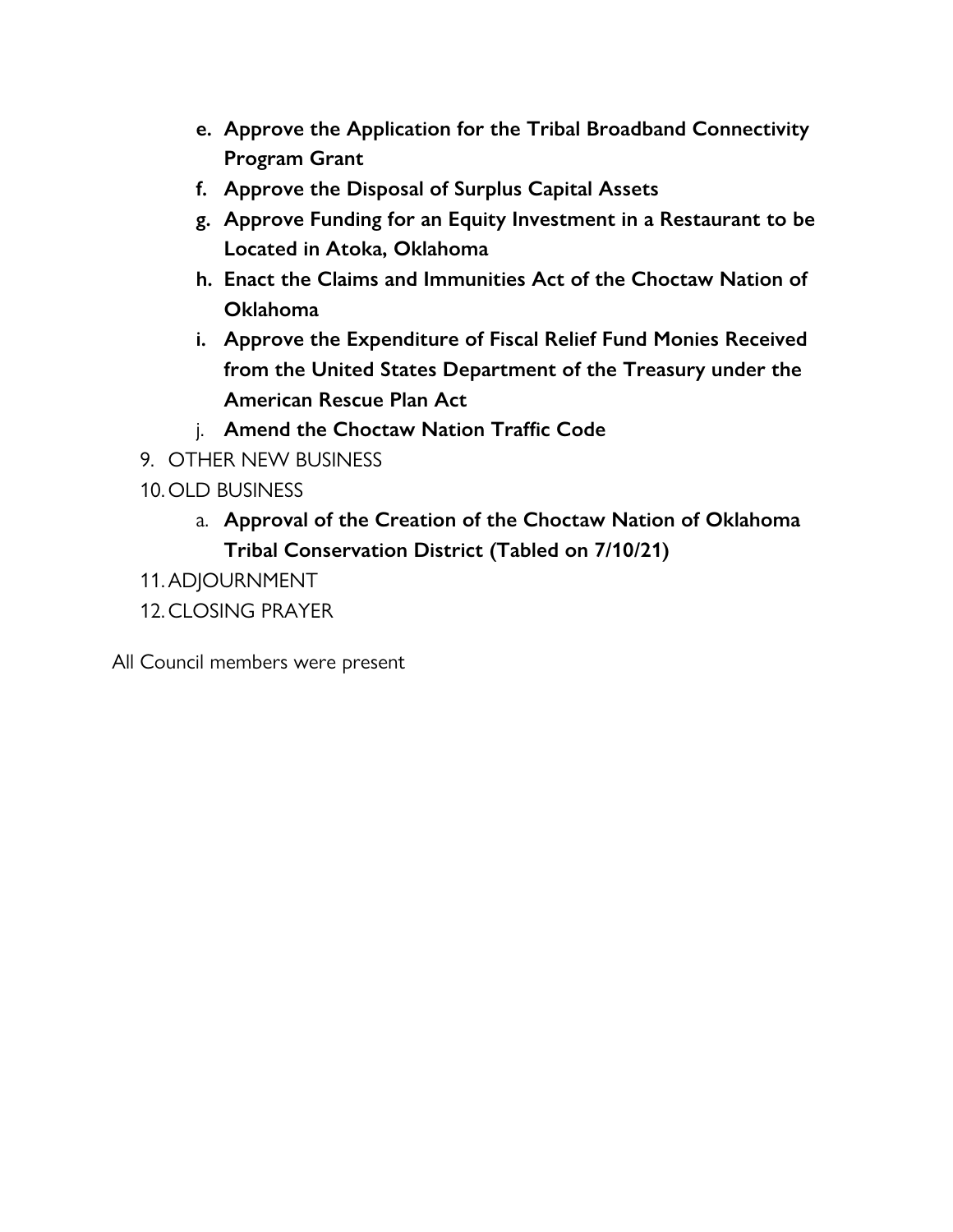e. **Approve the Application for the Tribal Broadband Connectivity Program Grant**
   f. **Approve the Disposal of Surplus Capital Assets**
   g. **Approve Funding for an Equity Investment in a Restaurant to be Located in Atoka, Oklahoma**
   h. **Enact the Claims and Immunities Act of the Choctaw Nation of Oklahoma**
   i. **Approve the Expenditure of Fiscal Relief Fund Monies Received from the United States Department of the Treasury under the American Rescue Plan Act**
   j. **Amend the Choctaw Nation Traffic Code**

9. OTHER NEW BUSINESS
10. OLD BUSINESS
    a. **Approval of the Creation of the Choctaw Nation of Oklahoma Tribal Conservation District (Tabled on 7/10/21)**
11. ADJOURNMENT
12. CLOSING PRAYER

All Council members were present